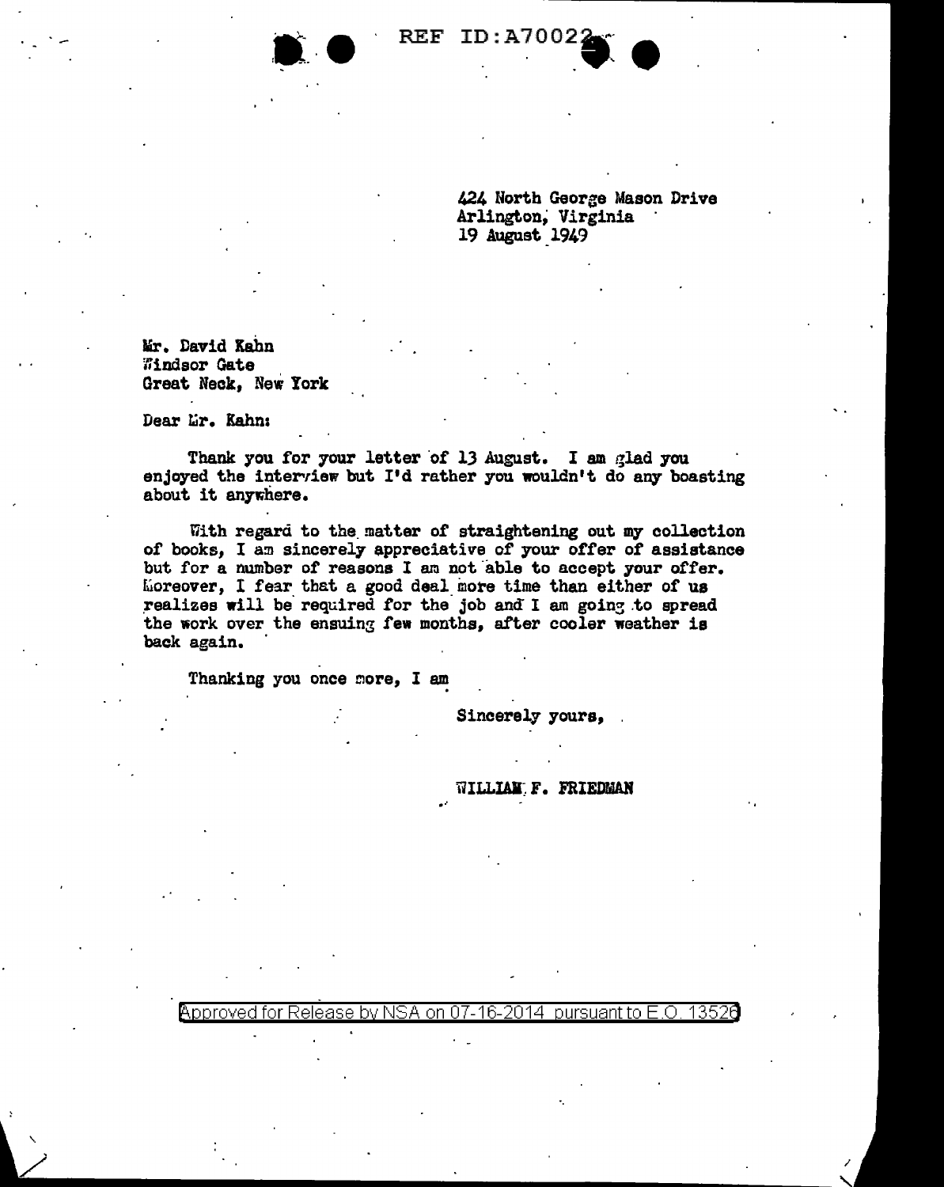424 North George Mason Drive
Arlington, Virginia
19 August 1949

Mr. David Kahn
Windsor Gate
Great Neck, New York

Dear Mr. Kahn:

Thank you for your letter of 13 August. I am glad you enjoyed the interview but I'd rather you wouldn't do any boasting about it anywhere.

With regard to the matter of straightening out my collection of books, I am sincerely appreciative of your offer of assistance but for a number of reasons I am not able to accept your offer. Moreover, I fear that a good deal more time than either of us realizes will be required for the job and I am going to spread the work over the ensuing few months, after cooler weather is back again.

Thanking you once more, I am

Sincerely yours,

WILLIAM F. FRIEDMAN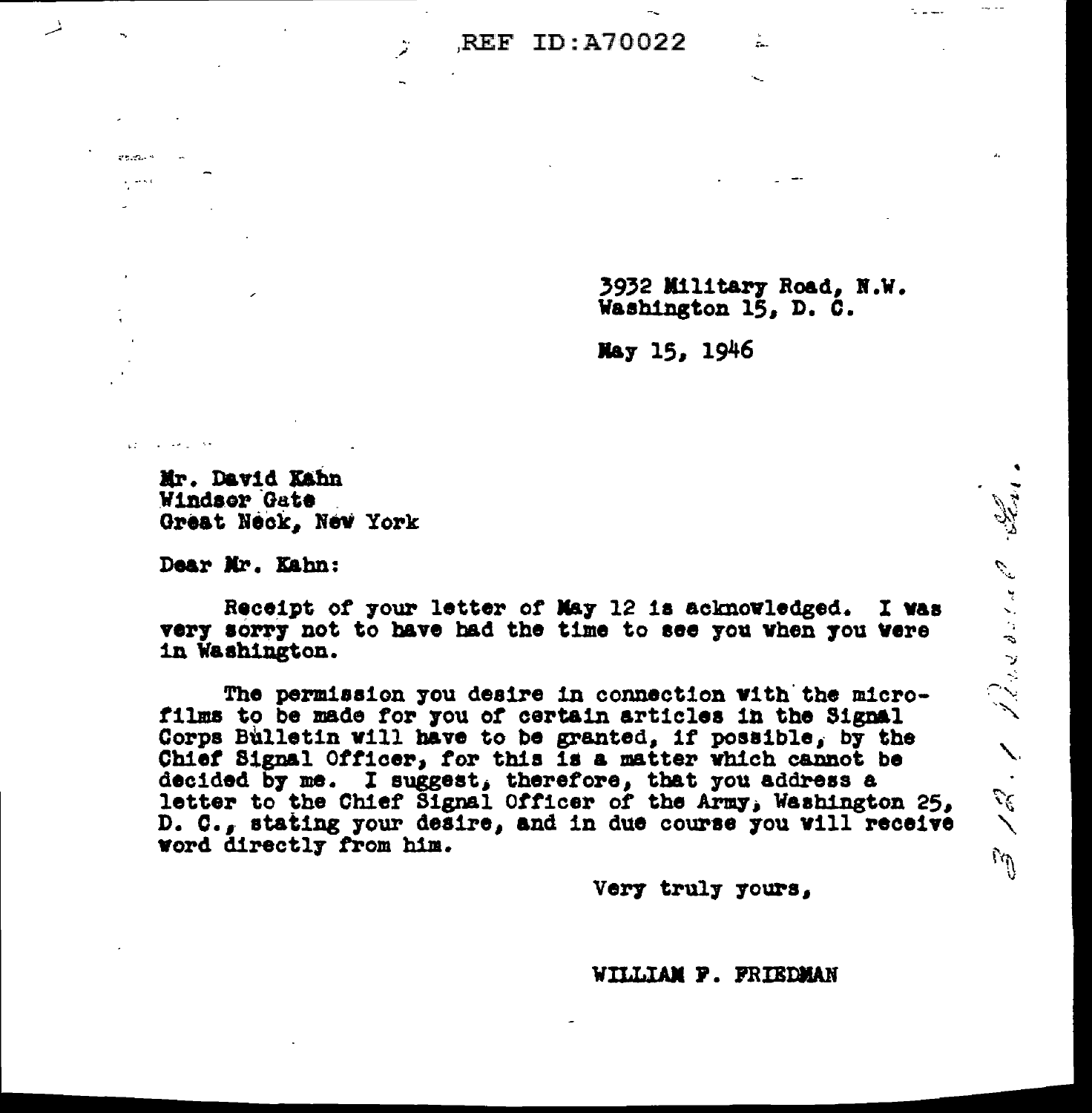REF ID:A70022

3932 Military Road, N.W.
Washington 15, D. C.

May 15, 1946

Mr. David Kahn
Windsor Gate
Great Neck, New York

Dear Mr. Kahn:

Receipt of your letter of May 12 is acknowledged. I was very sorry not to have had the time to see you when you were in Washington.

The permission you desire in connection with the microfilms to be made for you of certain articles in the Signal Corps Bulletin will have to be granted, if possible, by the Chief Signal Officer, for this is a matter which cannot be decided by me. I suggest, therefore, that you address a letter to the Chief Signal Officer of the Army, Washington 25, D. C., stating your desire, and in due course you will receive word directly from him.

Very truly yours,

WILLIAM F. FRIEDMAN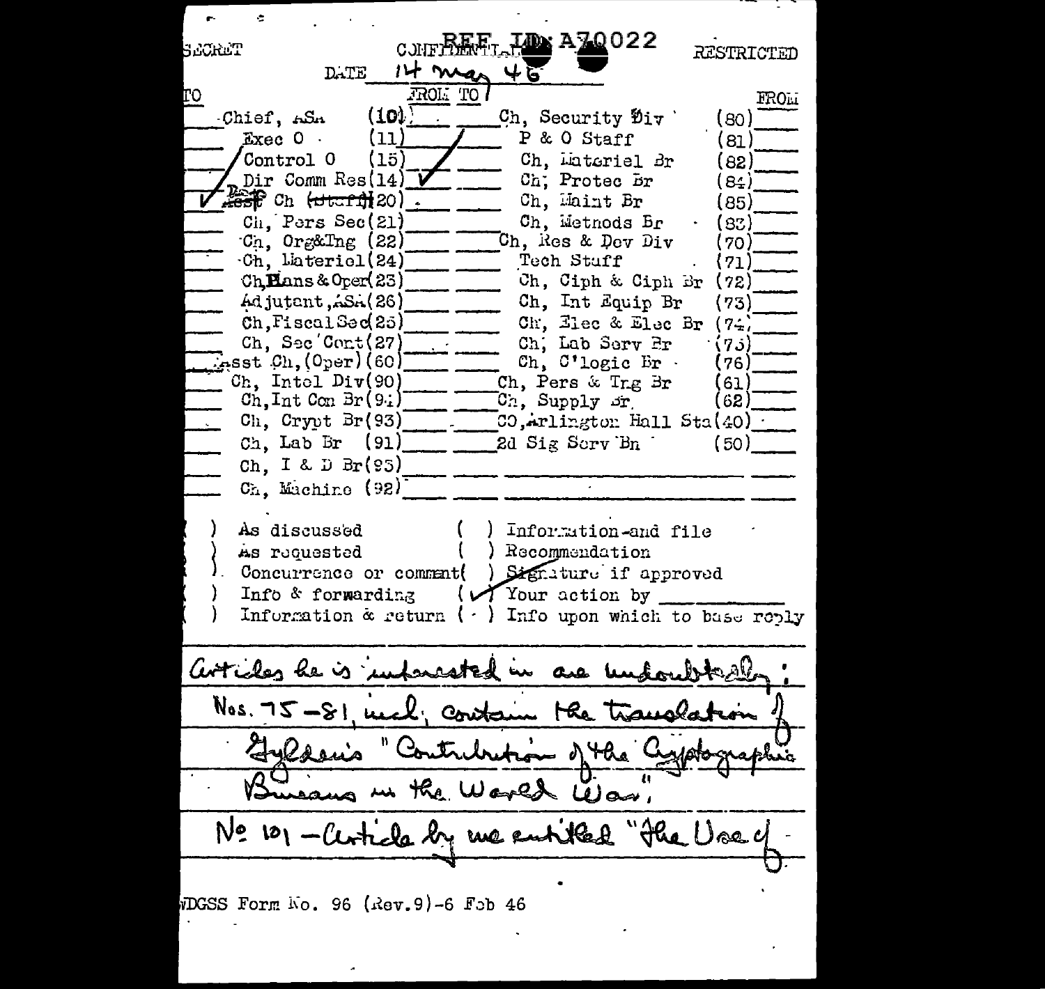SECRET CONFIDENTIAL REF ID: A70022 RESTRICTED

DATE 14 May 46

| TO | | FROM | TO | | FROM |
|---|---|---|---|---|---|
| | Chief, ASA (10) | | | Ch, Security Div (80) | |
| | Exec O (11) | / | | P & O Staff (81) | |
| | Control O (15) | ✓ | | Ch, Materiel Br (82) | |
| | Dir Comm Res (14) | ✓ | | Ch, Protec Br (84) | |
| ✓ | Dep Asst Ch (Staff) (20) | | | Ch, Maint Br (85) | |
| | Ch, Pers Sec (21) | | | Ch, Methods Br (83) | |
| | Ch, Org&Tng (22) | | | Ch, Res & Dev Div (70) | |
| | Ch, Materiel (24) | | | Tech Staff (71) | |
| | Ch, Plans & Oper (23) | | | Ch, Ciph & Ciph Br (72) | |
| | Adjutant, ASA (26) | | | Ch, Int Equip Br (73) | |
| | Ch, Fiscal Sec (25) | | | Ch, Elec & Elec Br (74) | |
| | Ch, Sec Cont (27) | | | Ch, Lab Serv Br (75) | |
| | Asst Ch, (Oper) (60) | | | Ch, C'logic Br (76) | |
| | Ch, Intel Div (90) | | | Ch, Pers & Tng Br (61) | |
| | Ch, Int Con Br (94) | | | Ch, Supply Br (62) | |
| | Ch, Crypt Br (93) | | | CO, Arlington Hall Sta (40) | |
| | Ch, Lab Br (91) | | | 2d Sig Serv Bn (50) | |
| | Ch, I & D Br (95) | | | | |
| | Ch, Machine (92) | | | | |

( ) As discussed ( ) Information and file
( ) As requested ( ) Recommendation
( ) Concurrence or comment ( ) Signature if approved
( ) Info & forwarding (✓) Your action by ____________
( ) Information & return ( ) Info upon which to base reply

Articles he is interested in are undoubtedly:
Nos. 75-81, incl, contain the translation of
Gyldén's "Contribution of the Cryptographic
Bureaus in the World War".
No 101 - Article by me entitled "The Use of -

WDGSS Form No. 96 (Rev.9)-6 Feb 46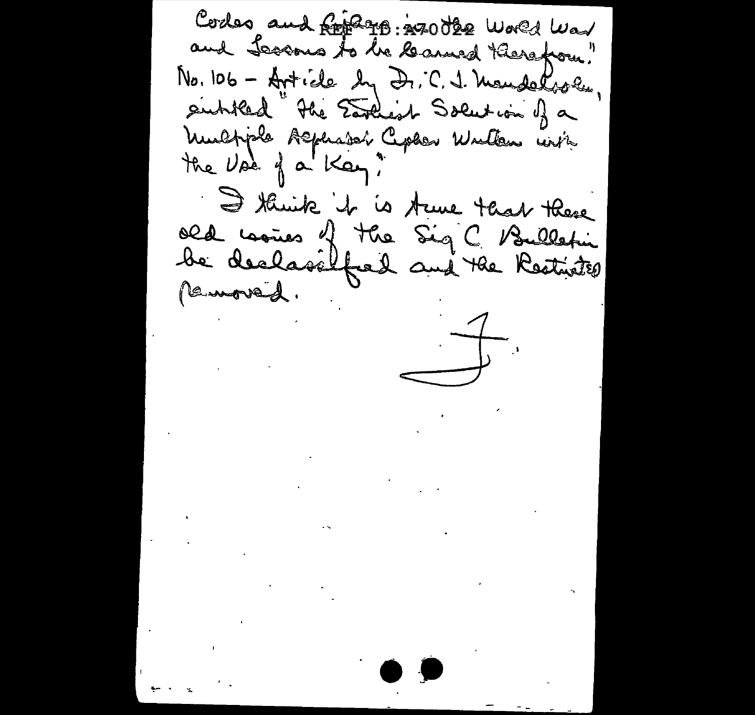Codes and Ciphers in the World War and Lessons to be Learned Therefrom."

No. 106 – Article by Dr. C. J. Mendelsohn, entitled "The Earliest Solution of a Multiple Alphabet Cipher Written with the Use of a Key".

I think it is time that these old issues of the Sig C Bulletin be declassified and the Restricted removed.

F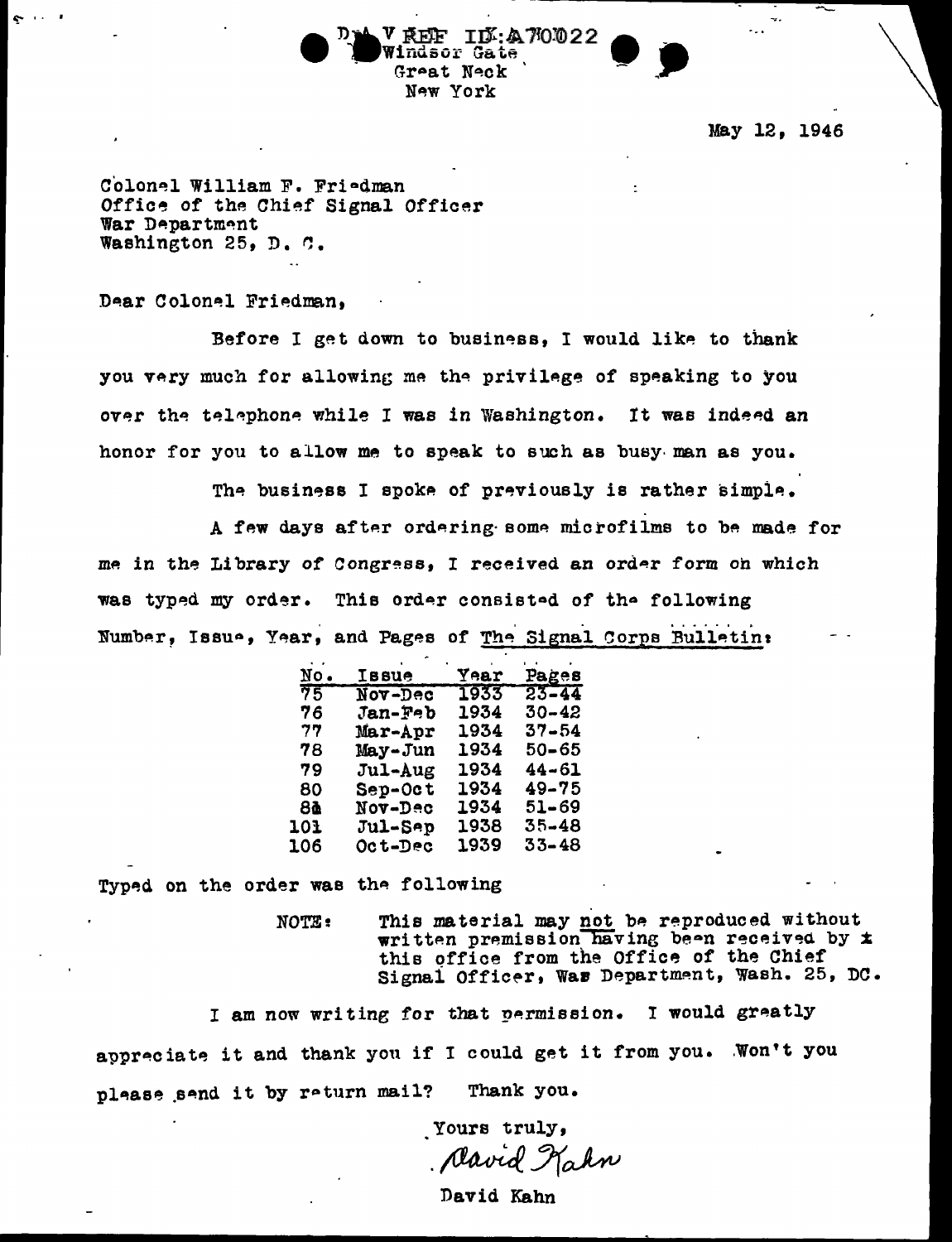REF ID:A70022

Windsor Gate
Great Neck
New York

May 12, 1946

Colonel William F. Friedman
Office of the Chief Signal Officer
War Department
Washington 25, D. C.

Dear Colonel Friedman,

Before I get down to business, I would like to thank you very much for allowing me the privilege of speaking to you over the telephone while I was in Washington. It was indeed an honor for you to allow me to speak to such as busy man as you.

The business I spoke of previously is rather simple.

A few days after ordering some microfilms to be made for me in the Library of Congress, I received an order form on which was typed my order. This order consisted of the following Number, Issue, Year, and Pages of The Signal Corps Bulletin:

| No. | Issue | Year | Pages |
|---|---|---|---|
| 75 | Nov-Dec | 1933 | 23-44 |
| 76 | Jan-Feb | 1934 | 30-42 |
| 77 | Mar-Apr | 1934 | 37-54 |
| 78 | May-Jun | 1934 | 50-65 |
| 79 | Jul-Aug | 1934 | 44-61 |
| 80 | Sep-Oct | 1934 | 49-75 |
| 81 | Nov-Dec | 1934 | 51-69 |
| 101 | Jul-Sep | 1938 | 35-48 |
| 106 | Oct-Dec | 1939 | 33-48 |

Typed on the order was the following

NOTE: This material may not be reproduced without written premission having been received by x this office from the Office of the Chief Signal Officer, Was Department, Wash. 25, DC.

I am now writing for that permission. I would greatly appreciate it and thank you if I could get it from you. Won't you please send it by return mail? Thank you.

Yours truly,

David Kahn

David Kahn